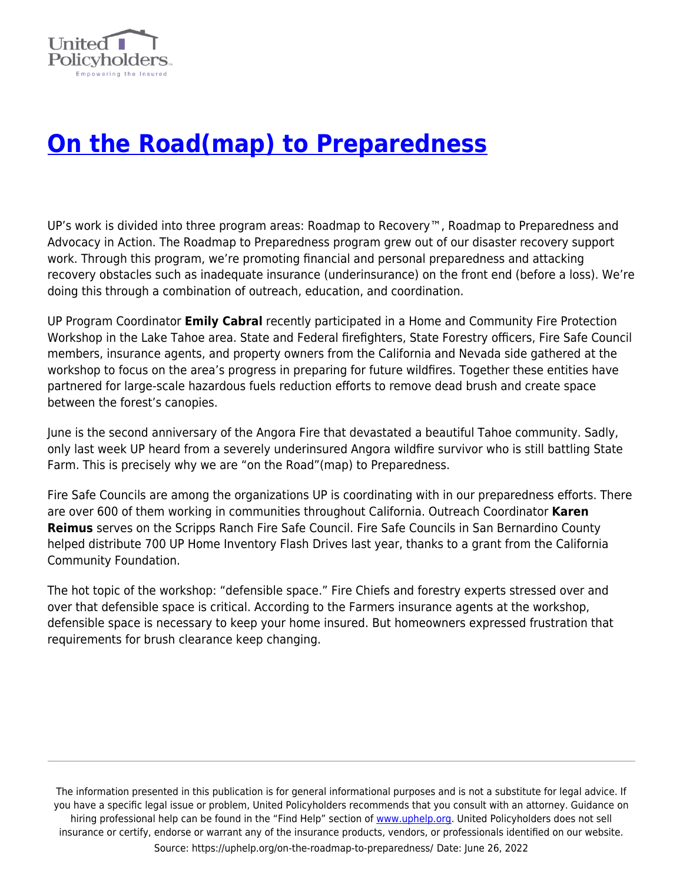# [On the Road(map) to Preparedness](https://uphelp.org/on-the-roadmap-to-preparedness/)

UP's work is divided into three program areas: Roadmap to Recovery™, Roadmap to Preparedness and Advocacy in Action. The Roadmap to Preparedness program grew out of our disaster recovery support work. Through this program, we're promoting financial and personal preparedness and attacking recovery obstacles such as inadequate insurance (underinsurance) on the front end (before a loss). We're doing this through a combination of outreach, education, and coordination.

UP Program Coordinator **Emily Cabral** recently participated in a Home and Community Fire Protection Workshop in the Lake Tahoe area. State and Federal firefighters, State Forestry officers, Fire Safe Council members, insurance agents, and property owners from the California and Nevada side gathered at the workshop to focus on the area's progress in preparing for future wildfires. Together these entities have partnered for large-scale hazardous fuels reduction efforts to remove dead brush and create space between the forest's canopies.

June is the second anniversary of the Angora Fire that devastated a beautiful Tahoe community. Sadly, only last week UP heard from a severely underinsured Angora wildfire survivor who is still battling State Farm. This is precisely why we are "on the Road"(map) to Preparedness.

Fire Safe Councils are among the organizations UP is coordinating with in our preparedness efforts. There are over 600 of them working in communities throughout California. Outreach Coordinator **Karen Reimus** serves on the Scripps Ranch Fire Safe Council. Fire Safe Councils in San Bernardino County helped distribute 700 UP Home Inventory Flash Drives last year, thanks to a grant from the California Community Foundation.

The hot topic of the workshop: "defensible space." Fire Chiefs and forestry experts stressed over and over that defensible space is critical. According to the Farmers insurance agents at the workshop, defensible space is necessary to keep your home insured. But homeowners expressed frustration that requirements for brush clearance keep changing.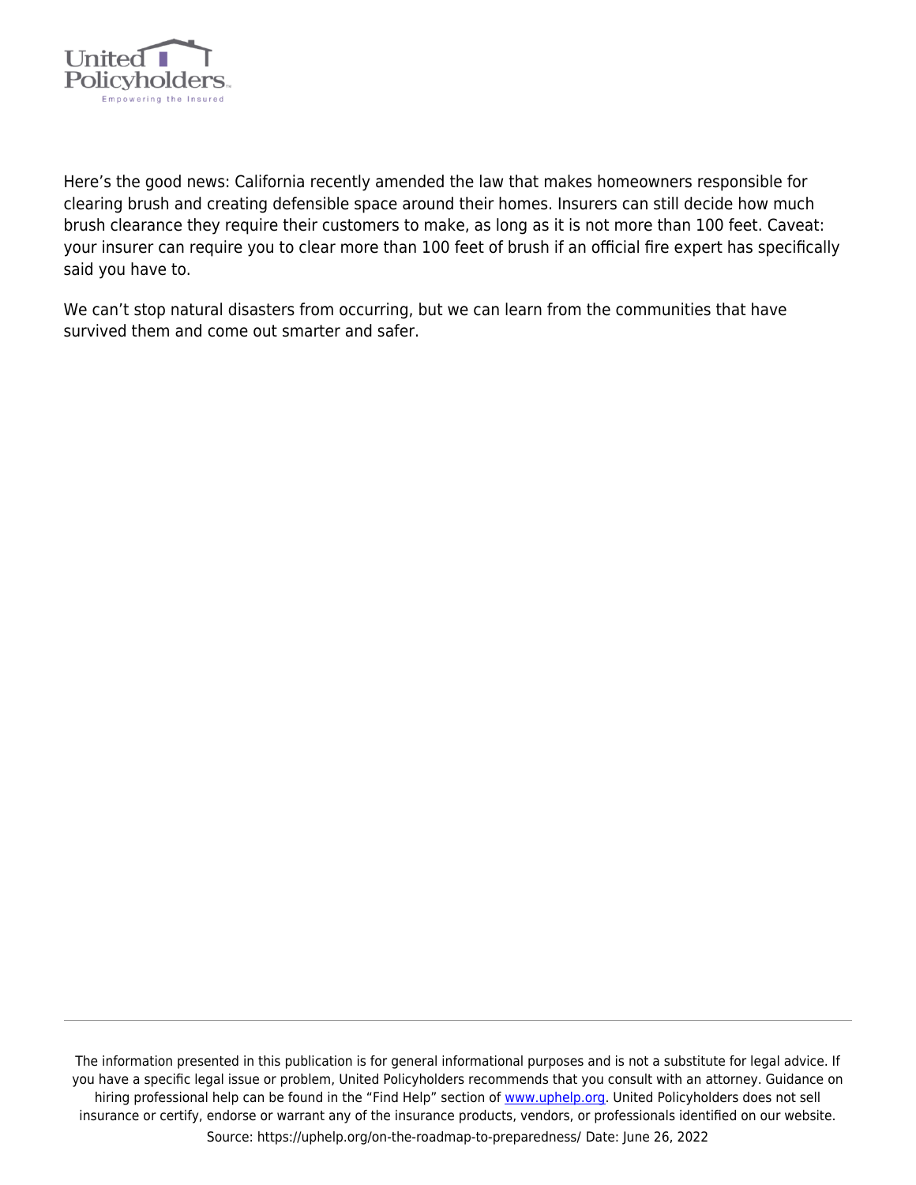Here's the good news: California recently amended the law that makes homeowners responsible for clearing brush and creating defensible space around their homes. Insurers can still decide how much brush clearance they require their customers to make, as long as it is not more than 100 feet. Caveat: your insurer can require you to clear more than 100 feet of brush if an official fire expert has specifically said you have to.

We can't stop natural disasters from occurring, but we can learn from the communities that have survived them and come out smarter and safer.

The information presented in this publication is for general informational purposes and is not a substitute for legal advice. If you have a specific legal issue or problem, United Policyholders recommends that you consult with an attorney. Guidance on hiring professional help can be found in the "Find Help" section of www.uphelp.org. United Policyholders does not sell insurance or certify, endorse or warrant any of the insurance products, vendors, or professionals identified on our website.

Source: https://uphelp.org/on-the-roadmap-to-preparedness/ Date: June 26, 2022